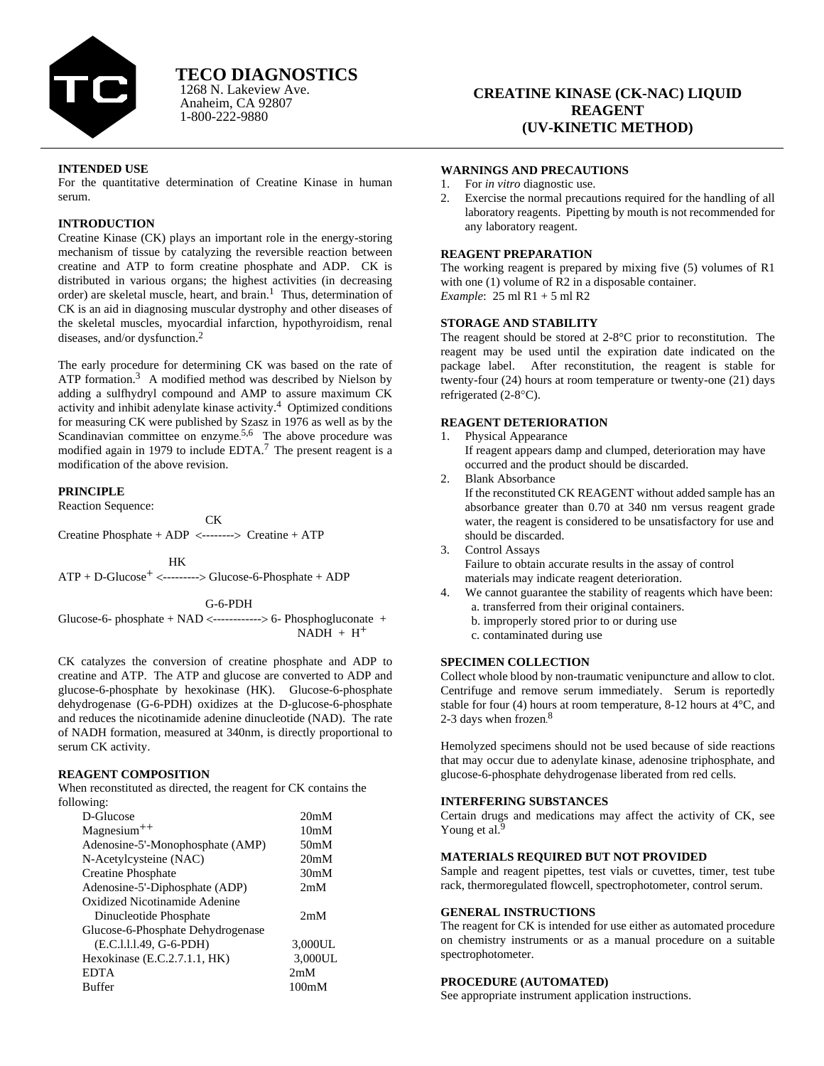# TECO DIAGNOSTICS

1268 N. Lakeview Ave.
Anaheim, CA 92807
1-800-222-9880

## CREATINE KINASE (CK-NAC) LIQUID REAGENT (UV-KINETIC METHOD)

**INTENDED USE**

For the quantitative determination of Creatine Kinase in human serum.

**INTRODUCTION**

Creatine Kinase (CK) plays an important role in the energy-storing mechanism of tissue by catalyzing the reversible reaction between creatine and ATP to form creatine phosphate and ADP. CK is distributed in various organs; the highest activities (in decreasing order) are skeletal muscle, heart, and brain.[1] Thus, determination of CK is an aid in diagnosing muscular dystrophy and other diseases of the skeletal muscles, myocardial infarction, hypothyroidism, renal diseases, and/or dysfunction.[2]

The early procedure for determining CK was based on the rate of ATP formation.[3] A modified method was described by Nielson by adding a sulfhydryl compound and AMP to assure maximum CK activity and inhibit adenylate kinase activity.[4] Optimized conditions for measuring CK were published by Szasz in 1976 as well as by the Scandinavian committee on enzyme.[5,6] The above procedure was modified again in 1979 to include EDTA.[7] The present reagent is a modification of the above revision.

**PRINCIPLE**

Reaction Sequence:

$$\text{Creatine Phosphate + ADP} \xleftrightarrow{CK} \text{Creatine + ATP}$$

$$\text{ATP + D-Glucose}^{+} \xleftrightarrow{HK} \text{Glucose-6-Phosphate + ADP}$$

$$\text{Glucose-6- phosphate + NAD} \xrightarrow{G\text{-}6\text{-}PDH} \text{6- Phosphogluconate + NADH + H}^{+}$$

CK catalyzes the conversion of creatine phosphate and ADP to creatine and ATP. The ATP and glucose are converted to ADP and glucose-6-phosphate by hexokinase (HK). Glucose-6-phosphate dehydrogenase (G-6-PDH) oxidizes at the D-glucose-6-phosphate and reduces the nicotinamide adenine dinucleotide (NAD). The rate of NADH formation, measured at 340nm, is directly proportional to serum CK activity.

**REAGENT COMPOSITION**

When reconstituted as directed, the reagent for CK contains the following:

| Component | Concentration |
|---|---|
| D-Glucose | 20mM |
| Magnesium$^{++}$ | 10mM |
| Adenosine-5'-Monophosphate (AMP) | 50mM |
| N-Acetylcysteine (NAC) | 20mM |
| Creatine Phosphate | 30mM |
| Adenosine-5'-Diphosphate (ADP) | 2mM |
| Oxidized Nicotinamide Adenine Dinucleotide Phosphate | 2mM |
| Glucose-6-Phosphate Dehydrogenase (E.C.l.l.l.49, G-6-PDH) | 3,000UL |
| Hexokinase (E.C.2.7.1.1, HK) | 3,000UL |
| EDTA | 2mM |
| Buffer | 100mM |

**WARNINGS AND PRECAUTIONS**

1. For *in vitro* diagnostic use.
2. Exercise the normal precautions required for the handling of all laboratory reagents. Pipetting by mouth is not recommended for any laboratory reagent.

**REAGENT PREPARATION**

The working reagent is prepared by mixing five (5) volumes of R1 with one (1) volume of R2 in a disposable container.
*Example*: 25 ml R1 + 5 ml R2

**STORAGE AND STABILITY**

The reagent should be stored at 2-8°C prior to reconstitution. The reagent may be used until the expiration date indicated on the package label. After reconstitution, the reagent is stable for twenty-four (24) hours at room temperature or twenty-one (21) days refrigerated (2-8°C).

**REAGENT DETERIORATION**

1. Physical Appearance
   If reagent appears damp and clumped, deterioration may have occurred and the product should be discarded.
2. Blank Absorbance
   If the reconstituted CK REAGENT without added sample has an absorbance greater than 0.70 at 340 nm versus reagent grade water, the reagent is considered to be unsatisfactory for use and should be discarded.
3. Control Assays
   Failure to obtain accurate results in the assay of control materials may indicate reagent deterioration.
4. We cannot guarantee the stability of reagents which have been:
   a. transferred from their original containers.
   b. improperly stored prior to or during use
   c. contaminated during use

**SPECIMEN COLLECTION**

Collect whole blood by non-traumatic venipuncture and allow to clot. Centrifuge and remove serum immediately. Serum is reportedly stable for four (4) hours at room temperature, 8-12 hours at 4°C, and 2-3 days when frozen.[8]

Hemolyzed specimens should not be used because of side reactions that may occur due to adenylate kinase, adenosine triphosphate, and glucose-6-phosphate dehydrogenase liberated from red cells.

**INTERFERING SUBSTANCES**

Certain drugs and medications may affect the activity of CK, see Young et al.[9]

**MATERIALS REQUIRED BUT NOT PROVIDED**

Sample and reagent pipettes, test vials or cuvettes, timer, test tube rack, thermoregulated flowcell, spectrophotometer, control serum.

**GENERAL INSTRUCTIONS**

The reagent for CK is intended for use either as automated procedure on chemistry instruments or as a manual procedure on a suitable spectrophotometer.

**PROCEDURE (AUTOMATED)**

See appropriate instrument application instructions.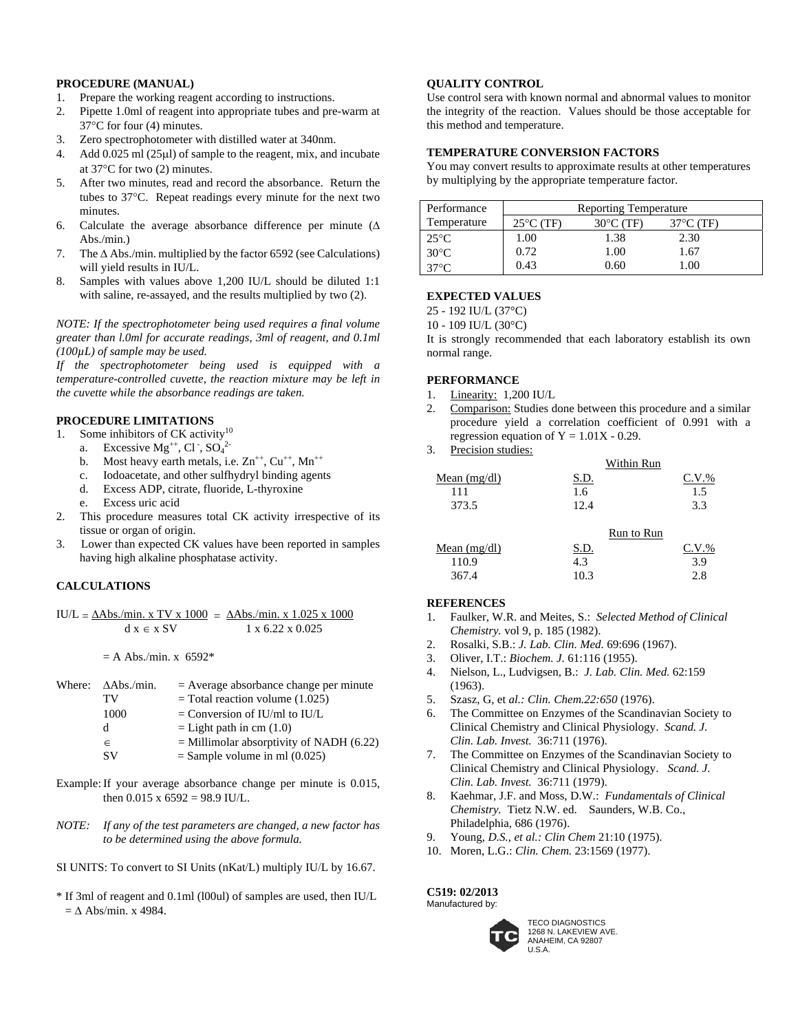**PROCEDURE (MANUAL)**

1. Prepare the working reagent according to instructions.
2. Pipette 1.0ml of reagent into appropriate tubes and pre-warm at 37°C for four (4) minutes.
3. Zero spectrophotometer with distilled water at 340nm.
4. Add 0.025 ml (25µl) of sample to the reagent, mix, and incubate at 37°C for two (2) minutes.
5. After two minutes, read and record the absorbance. Return the tubes to 37°C. Repeat readings every minute for the next two minutes.
6. Calculate the average absorbance difference per minute (Δ Abs./min.)
7. The Δ Abs./min. multiplied by the factor 6592 (see Calculations) will yield results in IU/L.
8. Samples with values above 1,200 IU/L should be diluted 1:1 with saline, re-assayed, and the results multiplied by two (2).

*NOTE: If the spectrophotometer being used requires a final volume greater than l.0ml for accurate readings, 3ml of reagent, and 0.1ml (100µL) of sample may be used.*

*If the spectrophotometer being used is equipped with a temperature-controlled cuvette, the reaction mixture may be left in the cuvette while the absorbance readings are taken.*

**PROCEDURE LIMITATIONS**

1. Some inhibitors of CK activity[10]
   a. Excessive $Mg^{++}$, $Cl^{-}$, $SO_4^{2-}$
   b. Most heavy earth metals, i.e. $Zn^{++}$, $Cu^{++}$, $Mn^{++}$
   c. Iodoacetate, and other sulfhydryl binding agents
   d. Excess ADP, citrate, fluoride, L-thyroxine
   e. Excess uric acid
2. This procedure measures total CK activity irrespective of its tissue or organ of origin.
3. Lower than expected CK values have been reported in samples having high alkaline phosphatase activity.

**CALCULATIONS**

$$IU/L = \frac{\Delta Abs./min. \times TV \times 1000}{d \times \in \times SV} = \frac{\Delta Abs./min. \times 1.025 \times 1000}{1 \times 6.22 \times 0.025}$$

$$= A\ Abs./min. \times 6592^{*}$$

| | | |
|---|---|---|
| Where: | ΔAbs./min. | = Average absorbance change per minute |
| | TV | = Total reaction volume (1.025) |
| | 1000 | = Conversion of IU/ml to IU/L |
| | d | = Light path in cm (1.0) |
| | ∈ | = Millimolar absorptivity of NADH (6.22) |
| | SV | = Sample volume in ml (0.025) |

Example: If your average absorbance change per minute is 0.015, then 0.015 x 6592 = 98.9 IU/L.

*NOTE: If any of the test parameters are changed, a new factor has to be determined using the above formula.*

SI UNITS: To convert to SI Units (nKat/L) multiply IU/L by 16.67.

\* If 3ml of reagent and 0.1ml (l00ul) of samples are used, then IU/L = Δ Abs/min. x 4984.

**QUALITY CONTROL**

Use control sera with known normal and abnormal values to monitor the integrity of the reaction. Values should be those acceptable for this method and temperature.

**TEMPERATURE CONVERSION FACTORS**

You may convert results to approximate results at other temperatures by multiplying by the appropriate temperature factor.

| Performance | Reporting Temperature | | |
|---|---|---|---|
| Temperature | 25°C (TF) | 30°C (TF) | 37°C (TF) |
| 25°C | 1.00 | 1.38 | 2.30 |
| 30°C | 0.72 | 1.00 | 1.67 |
| 37°C | 0.43 | 0.60 | 1.00 |

**EXPECTED VALUES**

25 - 192 IU/L (37°C)

10 - 109 IU/L (30°C)

It is strongly recommended that each laboratory establish its own normal range.

**PERFORMANCE**

1. Linearity: 1,200 IU/L
2. Comparison: Studies done between this procedure and a similar procedure yield a correlation coefficient of 0.991 with a regression equation of Y = 1.01X - 0.29.
3. Precision studies:

Within Run

| Mean (mg/dl) | S.D. | C.V.% |
|---|---|---|
| 111 | 1.6 | 1.5 |
| 373.5 | 12.4 | 3.3 |

Run to Run

| Mean (mg/dl) | S.D. | C.V.% |
|---|---|---|
| 110.9 | 4.3 | 3.9 |
| 367.4 | 10.3 | 2.8 |

**REFERENCES**

1. Faulker, W.R. and Meites, S.: *Selected Method of Clinical Chemistry.* vol 9, p. 185 (1982).
2. Rosalki, S.B.: *J. Lab. Clin. Med.* 69:696 (1967).
3. Oliver, I.T.: *Biochem. J.* 61:116 (1955).
4. Nielson, L., Ludvigsen, B.: *J. Lab. Clin. Med.* 62:159 (1963).
5. Szasz, G, et *al.: Clin. Chem.22:650* (1976).
6. The Committee on Enzymes of the Scandinavian Society to Clinical Chemistry and Clinical Physiology. *Scand. J. Clin. Lab. Invest.* 36:711 (1976).
7. The Committee on Enzymes of the Scandinavian Society to Clinical Chemistry and Clinical Physiology. *Scand. J. Clin. Lab. Invest.* 36:711 (1979).
8. Kaehmar, J.F. and Moss, D.W.: *Fundamentals of Clinical Chemistry.* Tietz N.W. ed. Saunders, W.B. Co., Philadelphia, 686 (1976).
9. Young, *D.S., et al.: Clin Chem* 21:10 (1975).
10. Moren, L.G.: *Clin. Chem.* 23:1569 (1977).

**C519: 02/2013**

Manufactured by:

TECO DIAGNOSTICS
1268 N. LAKEVIEW AVE.
ANAHEIM, CA 92807
U.S.A.